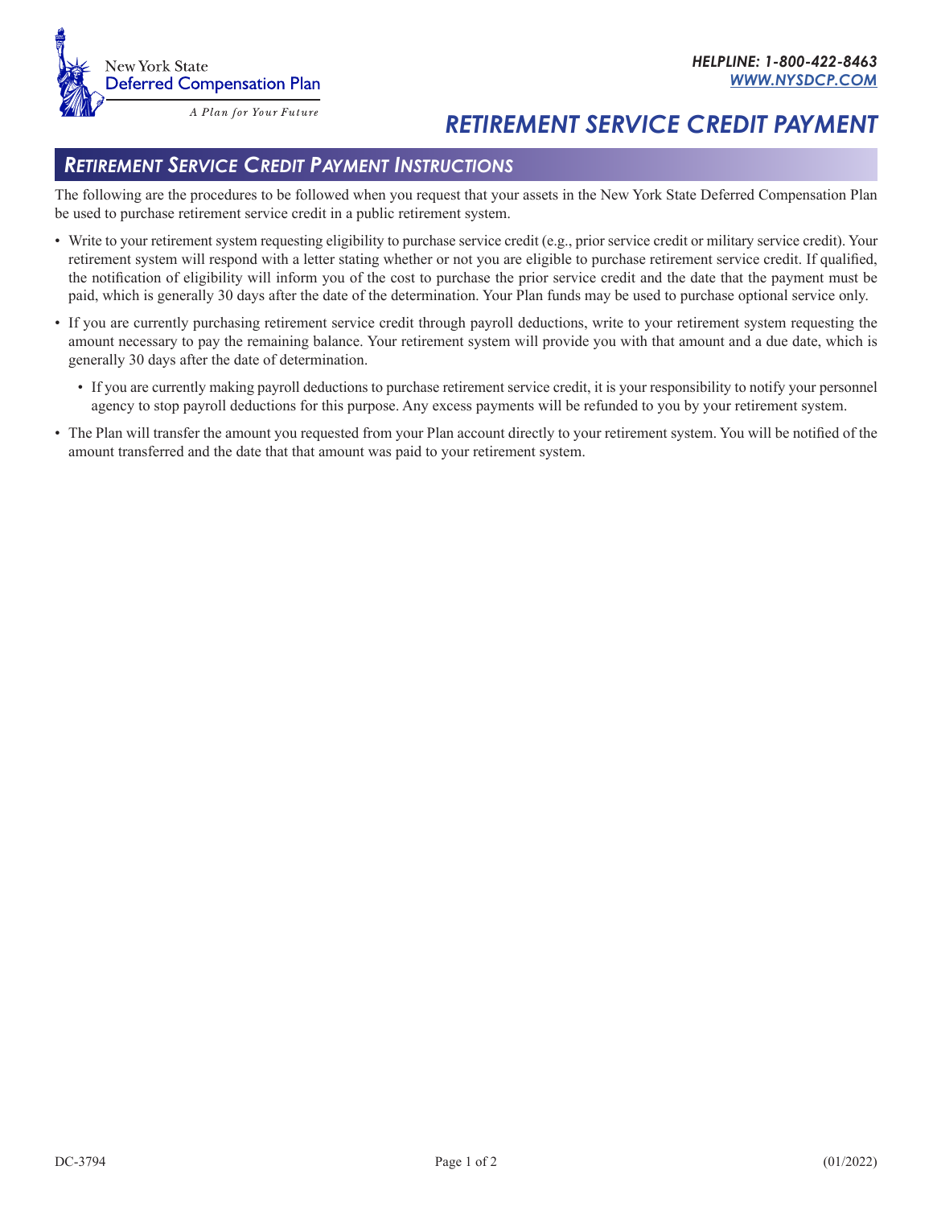New York State
Deferred Compensation Plan
*A Plan for Your Future*

***HELPLINE: 1-800-422-8463***
***WWW.NYSDCP.COM***

# *RETIREMENT SERVICE CREDIT PAYMENT*

## *RETIREMENT SERVICE CREDIT PAYMENT INSTRUCTIONS*

The following are the procedures to be followed when you request that your assets in the New York State Deferred Compensation Plan be used to purchase retirement service credit in a public retirement system.

- Write to your retirement system requesting eligibility to purchase service credit (e.g., prior service credit or military service credit). Your retirement system will respond with a letter stating whether or not you are eligible to purchase retirement service credit. If qualified, the notification of eligibility will inform you of the cost to purchase the prior service credit and the date that the payment must be paid, which is generally 30 days after the date of the determination. Your Plan funds may be used to purchase optional service only.
- If you are currently purchasing retirement service credit through payroll deductions, write to your retirement system requesting the amount necessary to pay the remaining balance. Your retirement system will provide you with that amount and a due date, which is generally 30 days after the date of determination.
  - If you are currently making payroll deductions to purchase retirement service credit, it is your responsibility to notify your personnel agency to stop payroll deductions for this purpose. Any excess payments will be refunded to you by your retirement system.
- The Plan will transfer the amount you requested from your Plan account directly to your retirement system. You will be notified of the amount transferred and the date that that amount was paid to your retirement system.

DC-3794 (01/2022)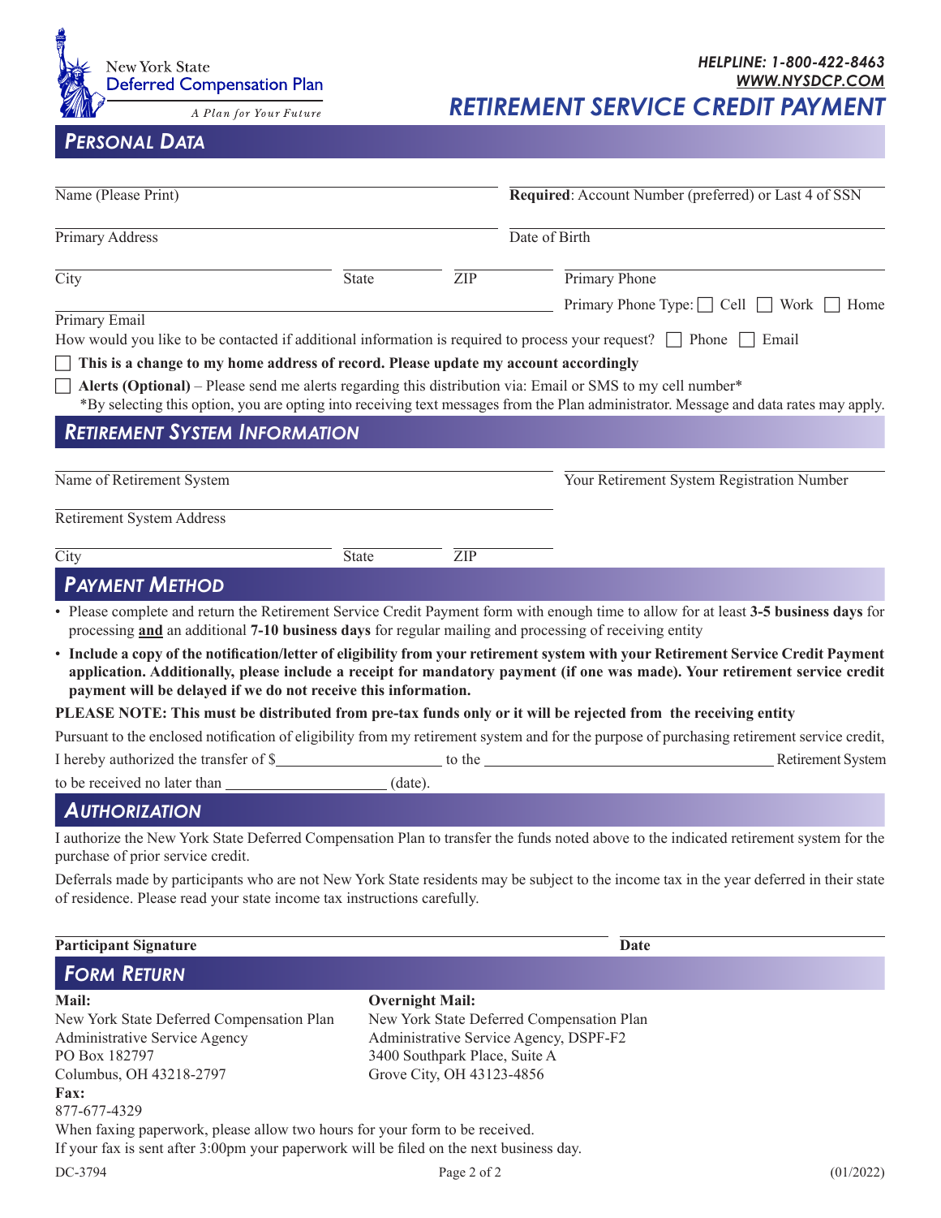New York State
Deferred Compensation Plan
*A Plan for Your Future*

*HELPLINE: 1-800-422-8463*
*WWW.NYSDCP.COM*

# RETIREMENT SERVICE CREDIT PAYMENT

## PERSONAL DATA

Name (Please Print) ______________________

**Required**: Account Number (preferred) or Last 4 of SSN ______________________

Primary Address ______________________

Date of Birth ______________________

City ______________ State ______ ZIP ______

Primary Phone ______________________

Primary Phone Type: ☐ Cell ☐ Work ☐ Home

Primary Email ______________________

How would you like to be contacted if additional information is required to process your request? ☐ Phone ☐ Email

☐ **This is a change to my home address of record. Please update my account accordingly**

☐ **Alerts (Optional)** – Please send me alerts regarding this distribution via: Email or SMS to my cell number*
*By selecting this option, you are opting into receiving text messages from the Plan administrator. Message and data rates may apply.

## RETIREMENT SYSTEM INFORMATION

Name of Retirement System ______________________

Your Retirement System Registration Number ______________________

Retirement System Address ______________________

City ______________ State ______ ZIP ______

## PAYMENT METHOD

- Please complete and return the Retirement Service Credit Payment form with enough time to allow for at least **3-5 business days** for processing **and** an additional **7-10 business days** for regular mailing and processing of receiving entity
- **Include a copy of the notification/letter of eligibility from your retirement system with your Retirement Service Credit Payment application. Additionally, please include a receipt for mandatory payment (if one was made). Your retirement service credit payment will be delayed if we do not receive this information.**

**PLEASE NOTE: This must be distributed from pre-tax funds only or it will be rejected from the receiving entity**

Pursuant to the enclosed notification of eligibility from my retirement system and for the purpose of purchasing retirement service credit, I hereby authorized the transfer of $____________________ to the ____________________________________ Retirement System to be received no later than ____________________ (date).

## AUTHORIZATION

I authorize the New York State Deferred Compensation Plan to transfer the funds noted above to the indicated retirement system for the purchase of prior service credit.

Deferrals made by participants who are not New York State residents may be subject to the income tax in the year deferred in their state of residence. Please read your state income tax instructions carefully.

**Participant Signature** ______________________ **Date** ______________

## FORM RETURN

**Mail:**
New York State Deferred Compensation Plan
Administrative Service Agency
PO Box 182797
Columbus, OH 43218-2797

**Overnight Mail:**
New York State Deferred Compensation Plan
Administrative Service Agency, DSPF-F2
3400 Southpark Place, Suite A
Grove City, OH 43123-4856

**Fax:**
877-677-4329
When faxing paperwork, please allow two hours for your form to be received.
If your fax is sent after 3:00pm your paperwork will be filed on the next business day.

DC-3794 (01/2022)